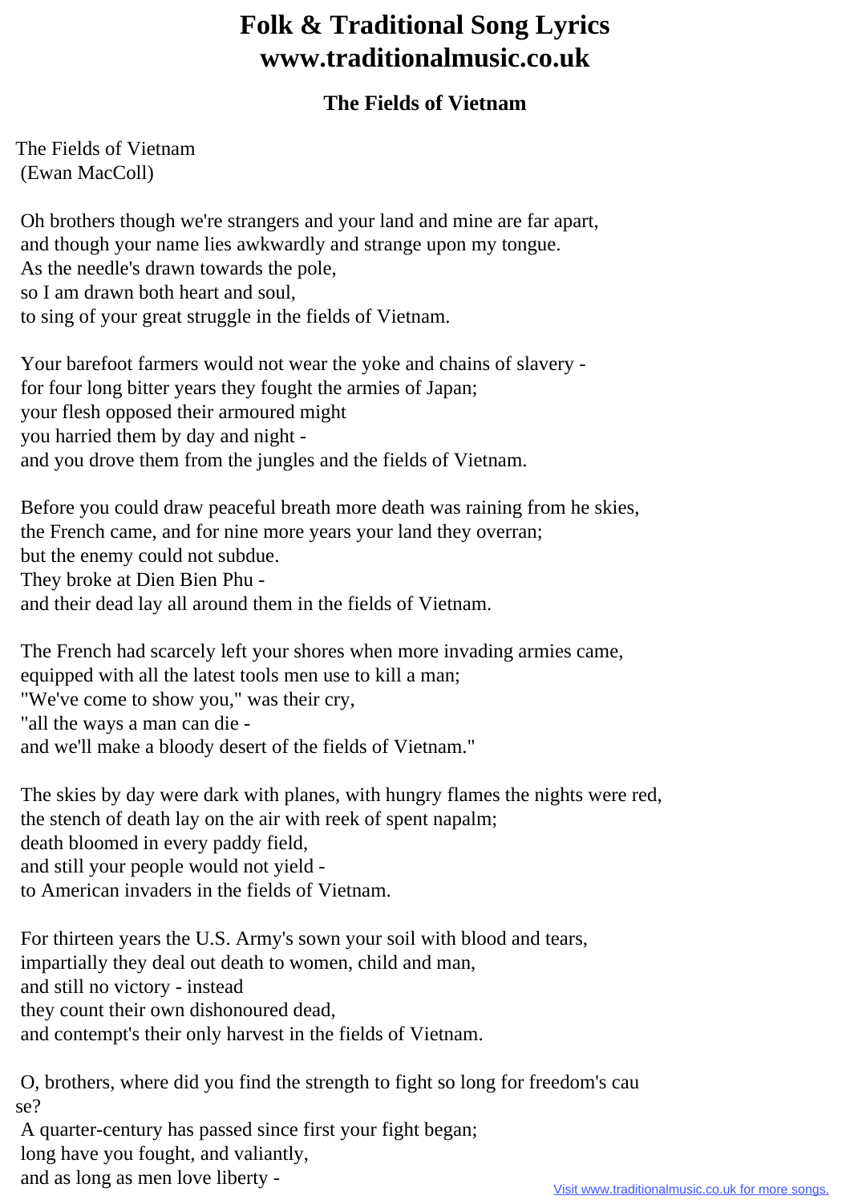# Folk & Traditional Song Lyrics
# www.traditionalmusic.co.uk

## The Fields of Vietnam

The Fields of Vietnam
(Ewan MacColl)

Oh brothers though we're strangers and your land and mine are far apart,
and though your name lies awkwardly and strange upon my tongue.
As the needle's drawn towards the pole,
so I am drawn both heart and soul,
to sing of your great struggle in the fields of Vietnam.

Your barefoot farmers would not wear the yoke and chains of slavery -
for four long bitter years they fought the armies of Japan;
your flesh opposed their armoured might
you harried them by day and night -
and you drove them from the jungles and the fields of Vietnam.

Before you could draw peaceful breath more death was raining from he skies,
the French came, and for nine more years your land they overran;
but the enemy could not subdue.
They broke at Dien Bien Phu -
and their dead lay all around them in the fields of Vietnam.

The French had scarcely left your shores when more invading armies came,
equipped with all the latest tools men use to kill a man;
"We've come to show you," was their cry,
"all the ways a man can die -
and we'll make a bloody desert of the fields of Vietnam."

The skies by day were dark with planes, with hungry flames the nights were red,
the stench of death lay on the air with reek of spent napalm;
death bloomed in every paddy field,
and still your people would not yield -
to American invaders in the fields of Vietnam.

For thirteen years the U.S. Army's sown your soil with blood and tears,
impartially they deal out death to women, child and man,
and still no victory - instead
they count their own dishonoured dead,
and contempt's their only harvest in the fields of Vietnam.

O, brothers, where did you find the strength to fight so long for freedom's cause?
A quarter-century has passed since first your fight began;
long have you fought, and valiantly,
and as long as men love liberty -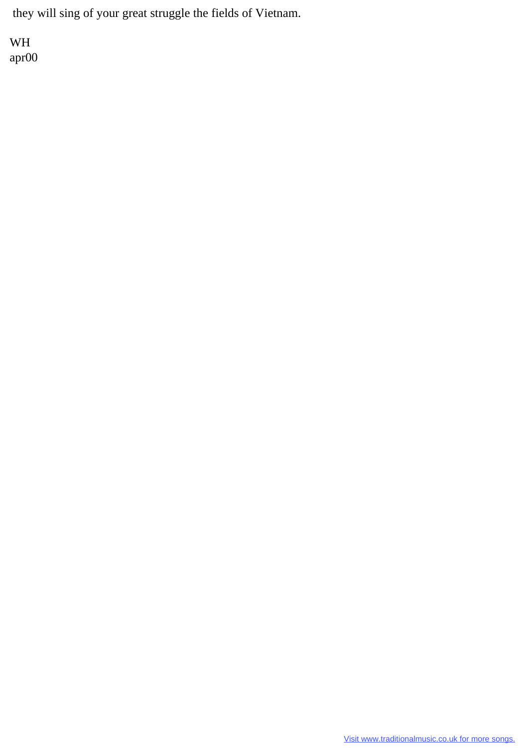they will sing of your great struggle the fields of Vietnam.

WH
apr00

Visit www.traditionalmusic.co.uk for more songs.